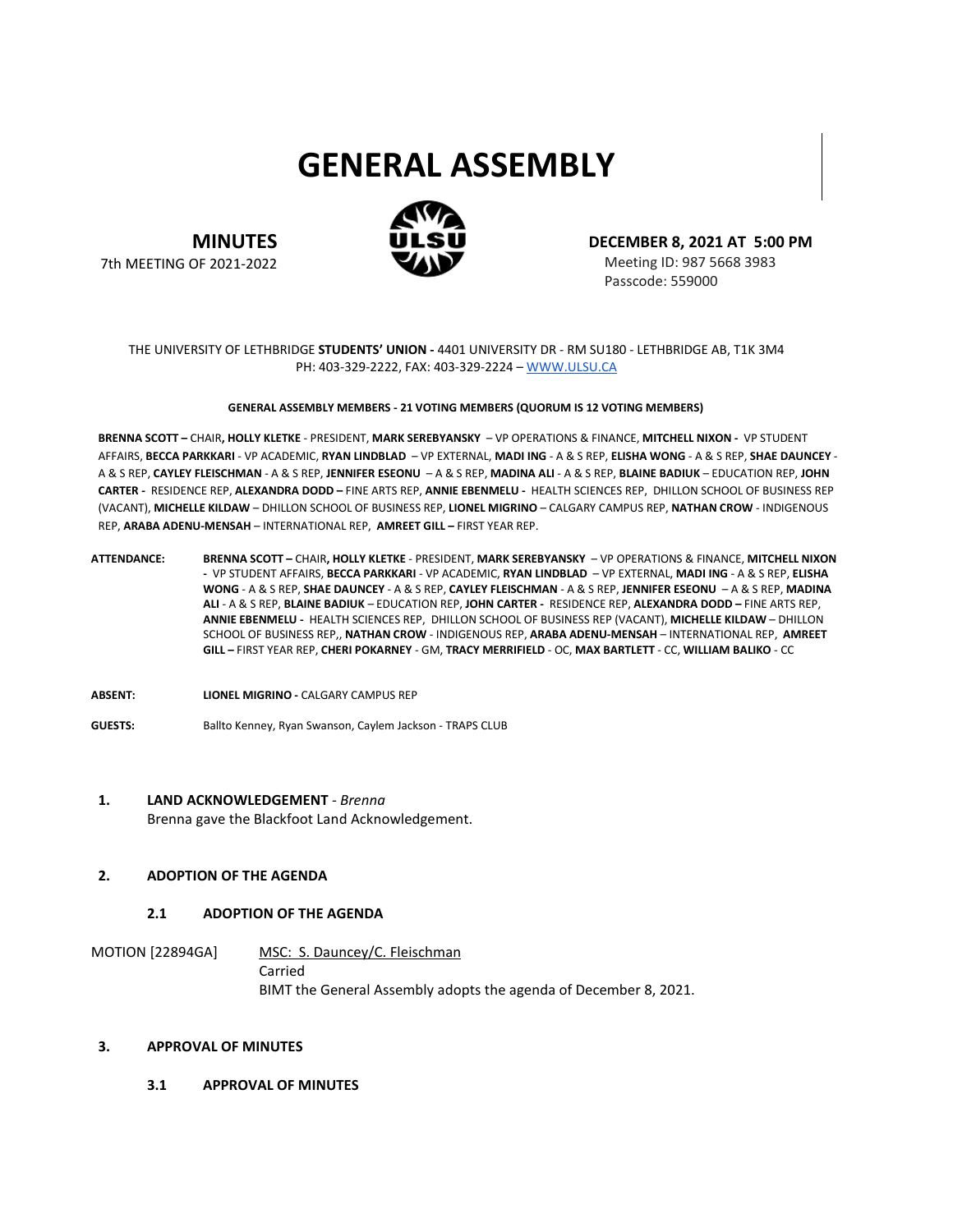# GENERAL ASSEMBLY

**MINUTES**

7th MEETING OF 2021-2022

**DECEMBER 8, 2021 AT 5:00 PM**

Meeting ID: 987 5668 3983

Passcode: 559000

THE UNIVERSITY OF LETHBRIDGE **STUDENTS' UNION -** 4401 UNIVERSITY DR - RM SU180 - LETHBRIDGE AB, T1K 3M4
PH: 403-329-2222, FAX: 403-329-2224 – WWW.ULSU.CA

**GENERAL ASSEMBLY MEMBERS - 21 VOTING MEMBERS (QUORUM IS 12 VOTING MEMBERS)**

**BRENNA SCOTT –** CHAIR**, HOLLY KLETKE** - PRESIDENT, **MARK SEREBYANSKY** – VP OPERATIONS & FINANCE, **MITCHELL NIXON -** VP STUDENT AFFAIRS, **BECCA PARKKARI** - VP ACADEMIC, **RYAN LINDBLAD** – VP EXTERNAL, **MADI ING** - A & S REP, **ELISHA WONG** - A & S REP, **SHAE DAUNCEY** - A & S REP, **CAYLEY FLEISCHMAN** - A & S REP, **JENNIFER ESEONU** – A & S REP, **MADINA ALI** - A & S REP, **BLAINE BADIUK** – EDUCATION REP, **JOHN CARTER -** RESIDENCE REP, **ALEXANDRA DODD –** FINE ARTS REP, **ANNIE EBENMELU -** HEALTH SCIENCES REP, DHILLON SCHOOL OF BUSINESS REP (VACANT), **MICHELLE KILDAW** – DHILLON SCHOOL OF BUSINESS REP, **LIONEL MIGRINO** – CALGARY CAMPUS REP, **NATHAN CROW** - INDIGENOUS REP, **ARABA ADENU-MENSAH** – INTERNATIONAL REP, **AMREET GILL –** FIRST YEAR REP.

**ATTENDANCE:** **BRENNA SCOTT –** CHAIR**, HOLLY KLETKE** - PRESIDENT, **MARK SEREBYANSKY** – VP OPERATIONS & FINANCE, **MITCHELL NIXON -** VP STUDENT AFFAIRS, **BECCA PARKKARI** - VP ACADEMIC, **RYAN LINDBLAD** – VP EXTERNAL, **MADI ING** - A & S REP, **ELISHA WONG** - A & S REP, **SHAE DAUNCEY** - A & S REP, **CAYLEY FLEISCHMAN** - A & S REP, **JENNIFER ESEONU** – A & S REP, **MADINA ALI** - A & S REP, **BLAINE BADIUK** – EDUCATION REP, **JOHN CARTER -** RESIDENCE REP, **ALEXANDRA DODD –** FINE ARTS REP, **ANNIE EBENMELU -** HEALTH SCIENCES REP, DHILLON SCHOOL OF BUSINESS REP (VACANT), **MICHELLE KILDAW** – DHILLON SCHOOL OF BUSINESS REP,, **NATHAN CROW** - INDIGENOUS REP, **ARABA ADENU-MENSAH** – INTERNATIONAL REP, **AMREET GILL –** FIRST YEAR REP, **CHERI POKARNEY** - GM, **TRACY MERRIFIELD** - OC, **MAX BARTLETT** - CC, **WILLIAM BALIKO** - CC

**ABSENT:** **LIONEL MIGRINO -** CALGARY CAMPUS REP

**GUESTS:** Ballto Kenney, Ryan Swanson, Caylem Jackson - TRAPS CLUB

## 1. LAND ACKNOWLEDGEMENT - *Brenna*

Brenna gave the Blackfoot Land Acknowledgement.

## 2. ADOPTION OF THE AGENDA

### 2.1 ADOPTION OF THE AGENDA

MOTION [22894GA] MSC: S. Dauncey/C. Fleischman
Carried
BIMT the General Assembly adopts the agenda of December 8, 2021.

## 3. APPROVAL OF MINUTES

### 3.1 APPROVAL OF MINUTES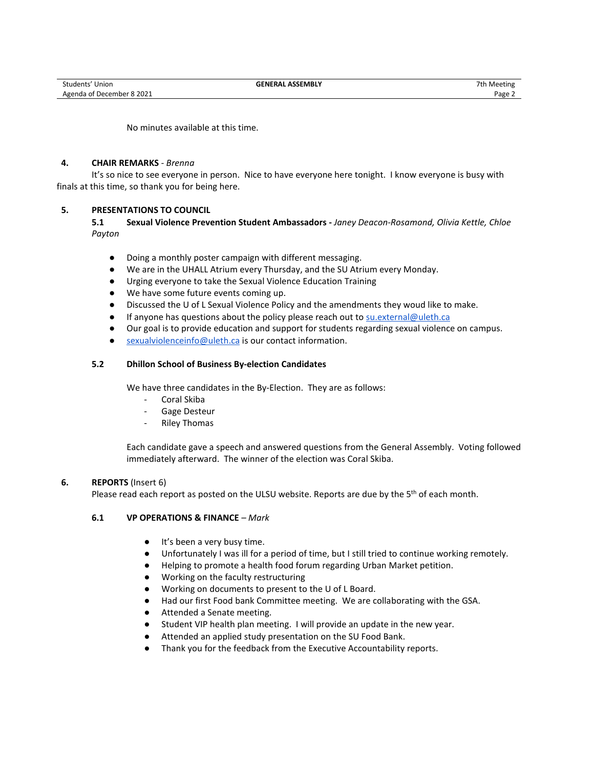No minutes available at this time.

## 4. CHAIR REMARKS - *Brenna*

It's so nice to see everyone in person. Nice to have everyone here tonight. I know everyone is busy with finals at this time, so thank you for being here.

## 5. PRESENTATIONS TO COUNCIL

### 5.1 Sexual Violence Prevention Student Ambassadors - *Janey Deacon-Rosamond, Olivia Kettle, Chloe Payton*

- Doing a monthly poster campaign with different messaging.
- We are in the UHALL Atrium every Thursday, and the SU Atrium every Monday.
- Urging everyone to take the Sexual Violence Education Training
- We have some future events coming up.
- Discussed the U of L Sexual Violence Policy and the amendments they woud like to make.
- If anyone has questions about the policy please reach out to su.external@uleth.ca
- Our goal is to provide education and support for students regarding sexual violence on campus.
- sexualviolenceinfo@uleth.ca is our contact information.

### 5.2 Dhillon School of Business By-election Candidates

We have three candidates in the By-Election. They are as follows:

- Coral Skiba
- Gage Desteur
- Riley Thomas

Each candidate gave a speech and answered questions from the General Assembly. Voting followed immediately afterward. The winner of the election was Coral Skiba.

## 6. REPORTS (Insert 6)

Please read each report as posted on the ULSU website. Reports are due by the 5th of each month.

### 6.1 VP OPERATIONS & FINANCE – *Mark*

- It's been a very busy time.
- Unfortunately I was ill for a period of time, but I still tried to continue working remotely.
- Helping to promote a health food forum regarding Urban Market petition.
- Working on the faculty restructuring
- Working on documents to present to the U of L Board.
- Had our first Food bank Committee meeting. We are collaborating with the GSA.
- Attended a Senate meeting.
- Student VIP health plan meeting. I will provide an update in the new year.
- Attended an applied study presentation on the SU Food Bank.
- Thank you for the feedback from the Executive Accountability reports.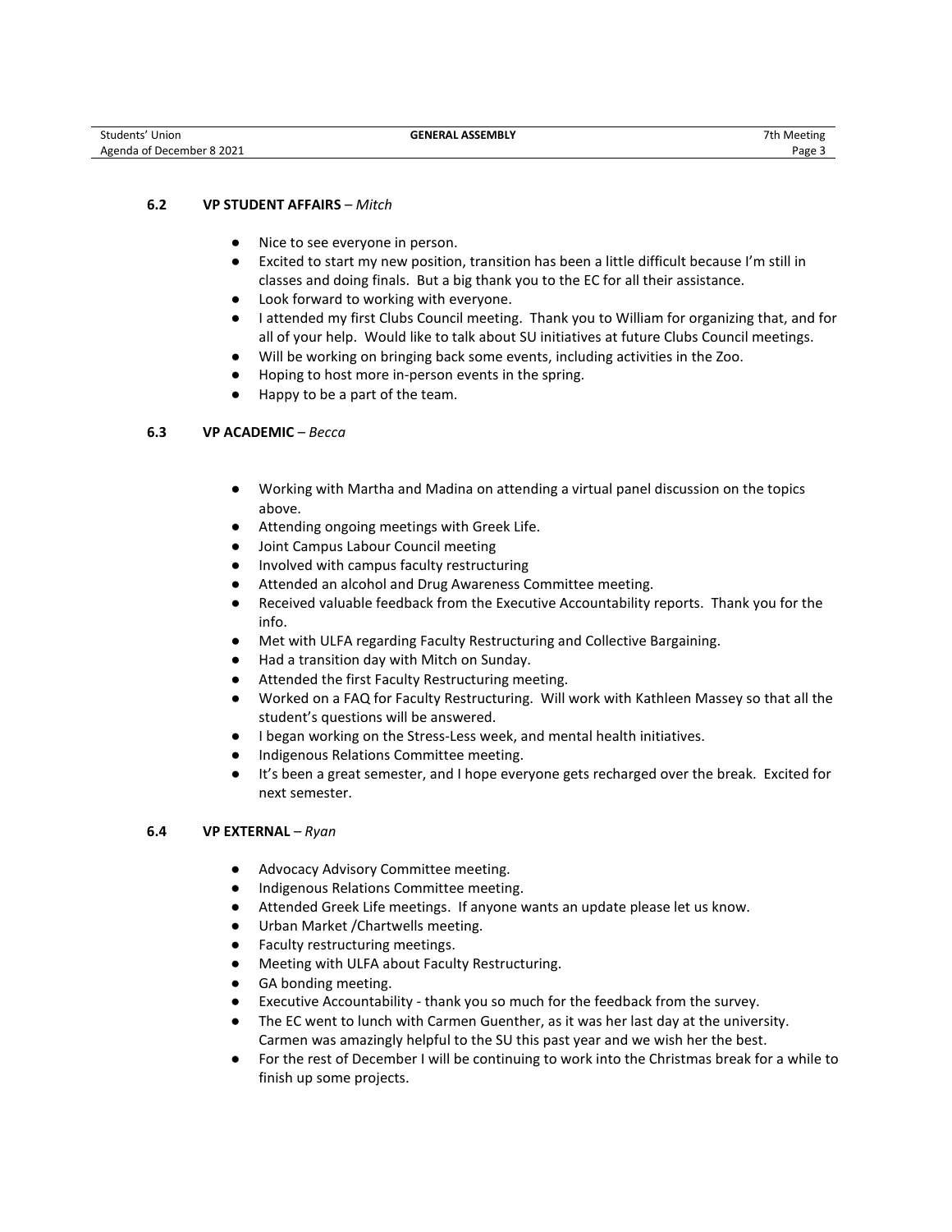### 6.2 **VP STUDENT AFFAIRS** – *Mitch*

- Nice to see everyone in person.
- Excited to start my new position, transition has been a little difficult because I'm still in classes and doing finals. But a big thank you to the EC for all their assistance.
- Look forward to working with everyone.
- I attended my first Clubs Council meeting. Thank you to William for organizing that, and for all of your help. Would like to talk about SU initiatives at future Clubs Council meetings.
- Will be working on bringing back some events, including activities in the Zoo.
- Hoping to host more in-person events in the spring.
- Happy to be a part of the team.

### 6.3 **VP ACADEMIC** – *Becca*

- Working with Martha and Madina on attending a virtual panel discussion on the topics above.
- Attending ongoing meetings with Greek Life.
- Joint Campus Labour Council meeting
- Involved with campus faculty restructuring
- Attended an alcohol and Drug Awareness Committee meeting.
- Received valuable feedback from the Executive Accountability reports. Thank you for the info.
- Met with ULFA regarding Faculty Restructuring and Collective Bargaining.
- Had a transition day with Mitch on Sunday.
- Attended the first Faculty Restructuring meeting.
- Worked on a FAQ for Faculty Restructuring. Will work with Kathleen Massey so that all the student's questions will be answered.
- I began working on the Stress-Less week, and mental health initiatives.
- Indigenous Relations Committee meeting.
- It's been a great semester, and I hope everyone gets recharged over the break. Excited for next semester.

### 6.4 **VP EXTERNAL** – *Ryan*

- Advocacy Advisory Committee meeting.
- Indigenous Relations Committee meeting.
- Attended Greek Life meetings. If anyone wants an update please let us know.
- Urban Market /Chartwells meeting.
- Faculty restructuring meetings.
- Meeting with ULFA about Faculty Restructuring.
- GA bonding meeting.
- Executive Accountability - thank you so much for the feedback from the survey.
- The EC went to lunch with Carmen Guenther, as it was her last day at the university. Carmen was amazingly helpful to the SU this past year and we wish her the best.
- For the rest of December I will be continuing to work into the Christmas break for a while to finish up some projects.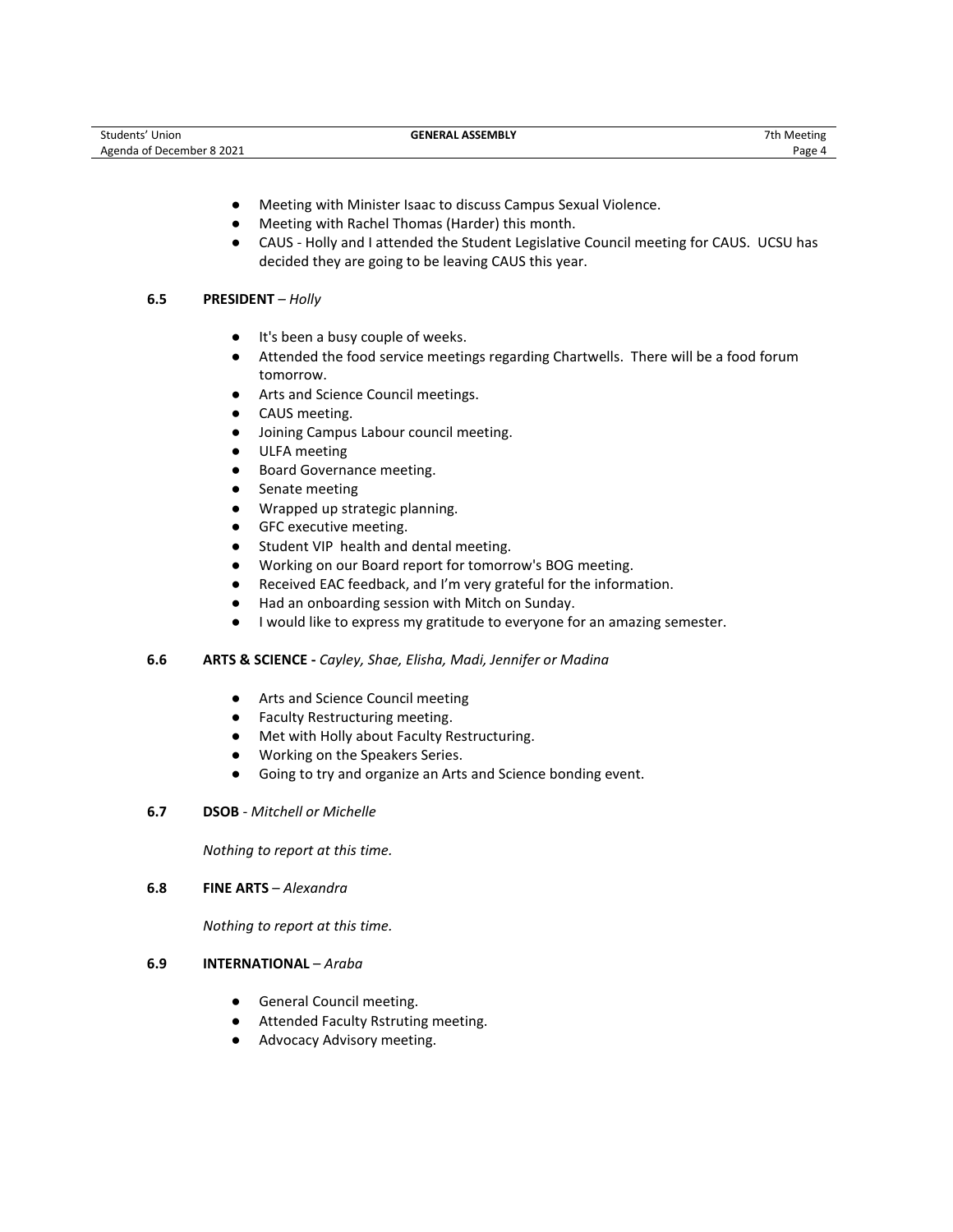- Meeting with Minister Isaac to discuss Campus Sexual Violence.
- Meeting with Rachel Thomas (Harder) this month.
- CAUS - Holly and I attended the Student Legislative Council meeting for CAUS. UCSU has decided they are going to be leaving CAUS this year.

**6.5 PRESIDENT** – *Holly*

- It's been a busy couple of weeks.
- Attended the food service meetings regarding Chartwells. There will be a food forum tomorrow.
- Arts and Science Council meetings.
- CAUS meeting.
- Joining Campus Labour council meeting.
- ULFA meeting
- Board Governance meeting.
- Senate meeting
- Wrapped up strategic planning.
- GFC executive meeting.
- Student VIP health and dental meeting.
- Working on our Board report for tomorrow's BOG meeting.
- Received EAC feedback, and I'm very grateful for the information.
- Had an onboarding session with Mitch on Sunday.
- I would like to express my gratitude to everyone for an amazing semester.

**6.6 ARTS & SCIENCE -** *Cayley, Shae, Elisha, Madi, Jennifer or Madina*

- Arts and Science Council meeting
- Faculty Restructuring meeting.
- Met with Holly about Faculty Restructuring.
- Working on the Speakers Series.
- Going to try and organize an Arts and Science bonding event.

**6.7 DSOB** - *Mitchell or Michelle*

*Nothing to report at this time.*

**6.8 FINE ARTS** – *Alexandra*

*Nothing to report at this time.*

**6.9 INTERNATIONAL** – *Araba*

- General Council meeting.
- Attended Faculty Rstruting meeting.
- Advocacy Advisory meeting.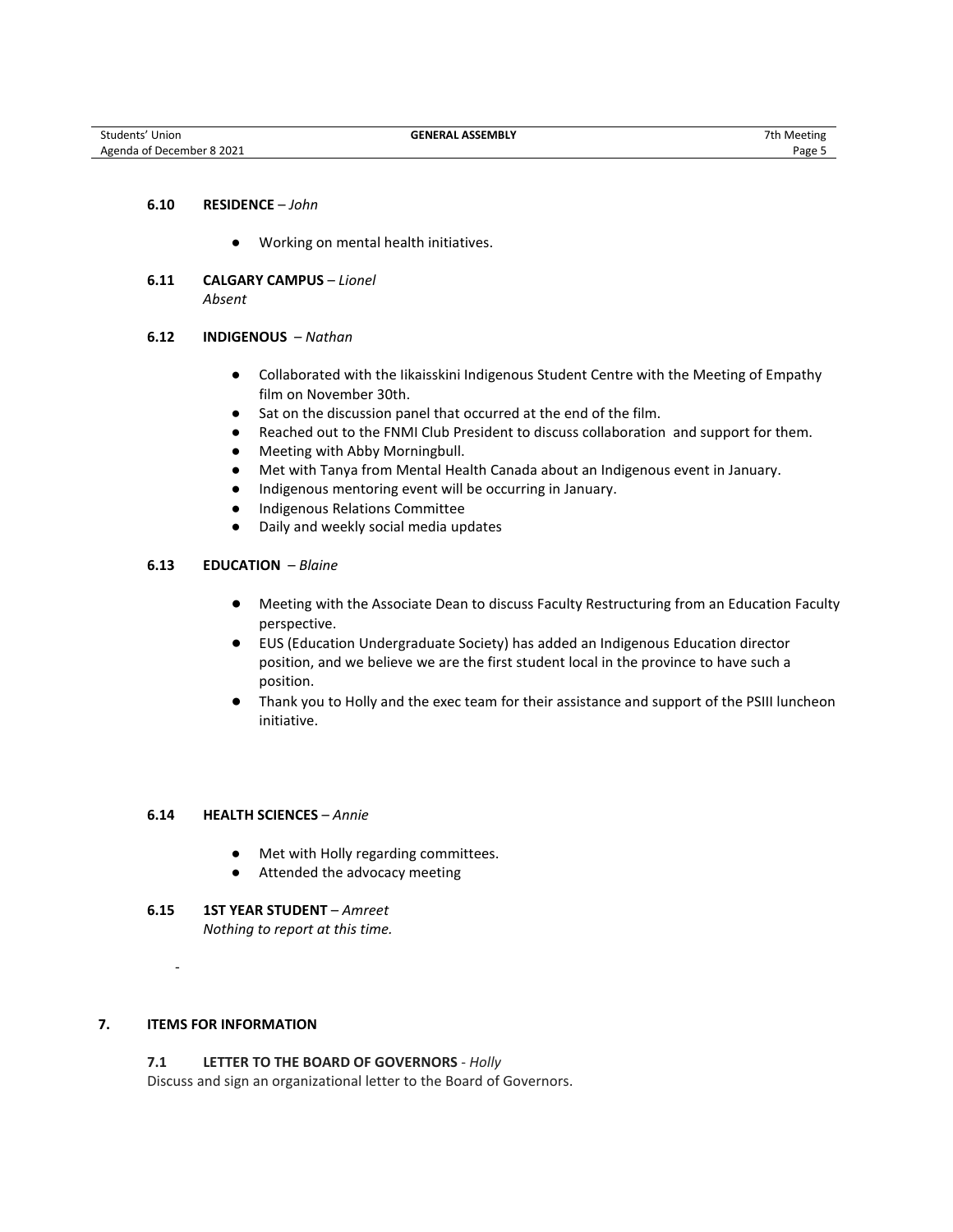### 6.10 RESIDENCE – *John*

- Working on mental health initiatives.

### 6.11 CALGARY CAMPUS – *Lionel*

*Absent*

### 6.12 INDIGENOUS – *Nathan*

- Collaborated with the Iikaisskini Indigenous Student Centre with the Meeting of Empathy film on November 30th.
- Sat on the discussion panel that occurred at the end of the film.
- Reached out to the FNMI Club President to discuss collaboration and support for them.
- Meeting with Abby Morningbull.
- Met with Tanya from Mental Health Canada about an Indigenous event in January.
- Indigenous mentoring event will be occurring in January.
- Indigenous Relations Committee
- Daily and weekly social media updates

### 6.13 EDUCATION – *Blaine*

- Meeting with the Associate Dean to discuss Faculty Restructuring from an Education Faculty perspective.
- EUS (Education Undergraduate Society) has added an Indigenous Education director position, and we believe we are the first student local in the province to have such a position.
- Thank you to Holly and the exec team for their assistance and support of the PSIII luncheon initiative.

### 6.14 HEALTH SCIENCES – *Annie*

- Met with Holly regarding committees.
- Attended the advocacy meeting

### 6.15 1ST YEAR STUDENT – *Amreet*

*Nothing to report at this time.*

-

## 7. ITEMS FOR INFORMATION

### 7.1 LETTER TO THE BOARD OF GOVERNORS - *Holly*

Discuss and sign an organizational letter to the Board of Governors.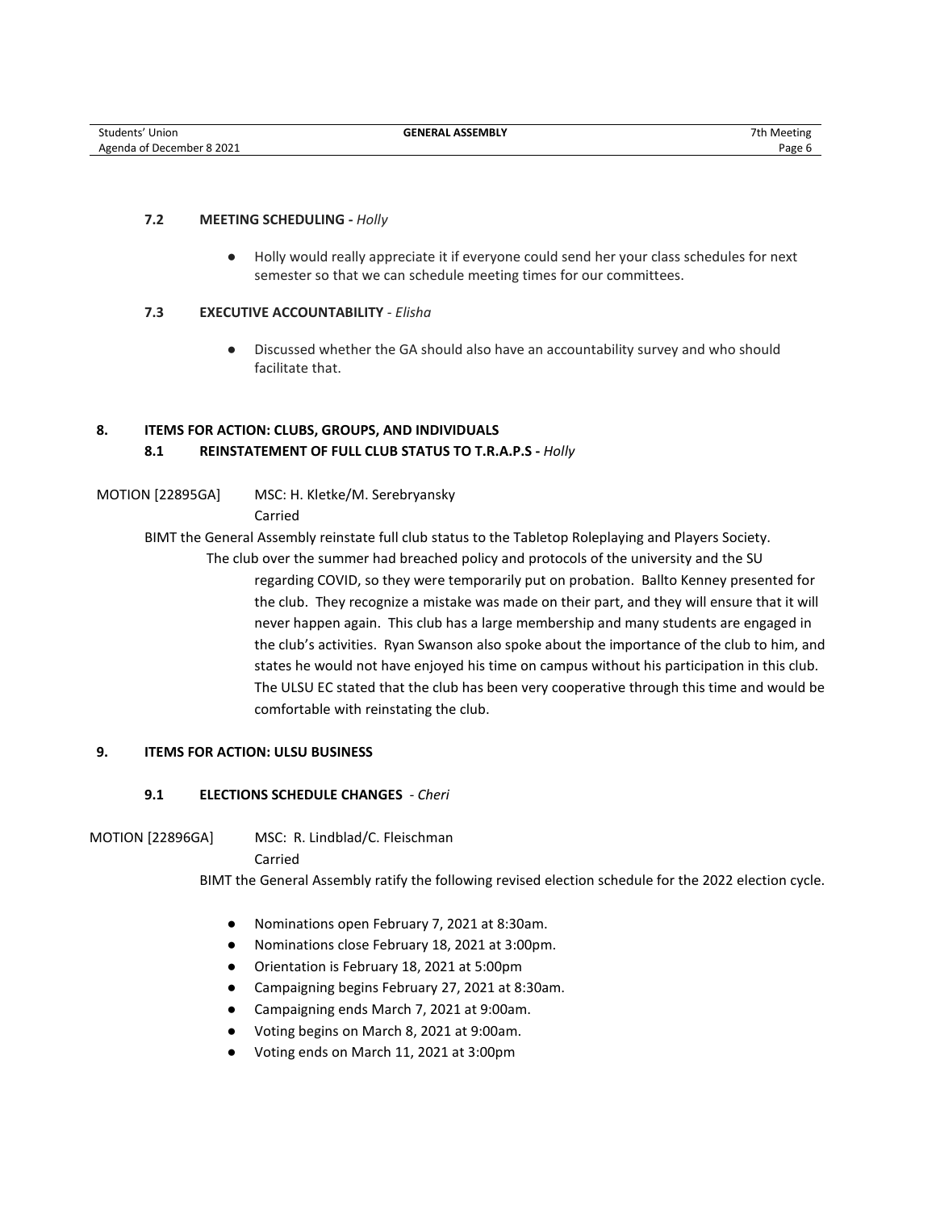### 7.2 MEETING SCHEDULING - *Holly*

- Holly would really appreciate it if everyone could send her your class schedules for next semester so that we can schedule meeting times for our committees.

### 7.3 EXECUTIVE ACCOUNTABILITY - *Elisha*

- Discussed whether the GA should also have an accountability survey and who should facilitate that.

## 8. ITEMS FOR ACTION: CLUBS, GROUPS, AND INDIVIDUALS

### 8.1 REINSTATEMENT OF FULL CLUB STATUS TO T.R.A.P.S - *Holly*

MOTION [22895GA] MSC: H. Kletke/M. Serebryansky
Carried

BIMT the General Assembly reinstate full club status to the Tabletop Roleplaying and Players Society.

The club over the summer had breached policy and protocols of the university and the SU regarding COVID, so they were temporarily put on probation. Ballto Kenney presented for the club. They recognize a mistake was made on their part, and they will ensure that it will never happen again. This club has a large membership and many students are engaged in the club's activities. Ryan Swanson also spoke about the importance of the club to him, and states he would not have enjoyed his time on campus without his participation in this club. The ULSU EC stated that the club has been very cooperative through this time and would be comfortable with reinstating the club.

## 9. ITEMS FOR ACTION: ULSU BUSINESS

### 9.1 ELECTIONS SCHEDULE CHANGES - *Cheri*

MOTION [22896GA] MSC: R. Lindblad/C. Fleischman
Carried

BIMT the General Assembly ratify the following revised election schedule for the 2022 election cycle.

- Nominations open February 7, 2021 at 8:30am.
- Nominations close February 18, 2021 at 3:00pm.
- Orientation is February 18, 2021 at 5:00pm
- Campaigning begins February 27, 2021 at 8:30am.
- Campaigning ends March 7, 2021 at 9:00am.
- Voting begins on March 8, 2021 at 9:00am.
- Voting ends on March 11, 2021 at 3:00pm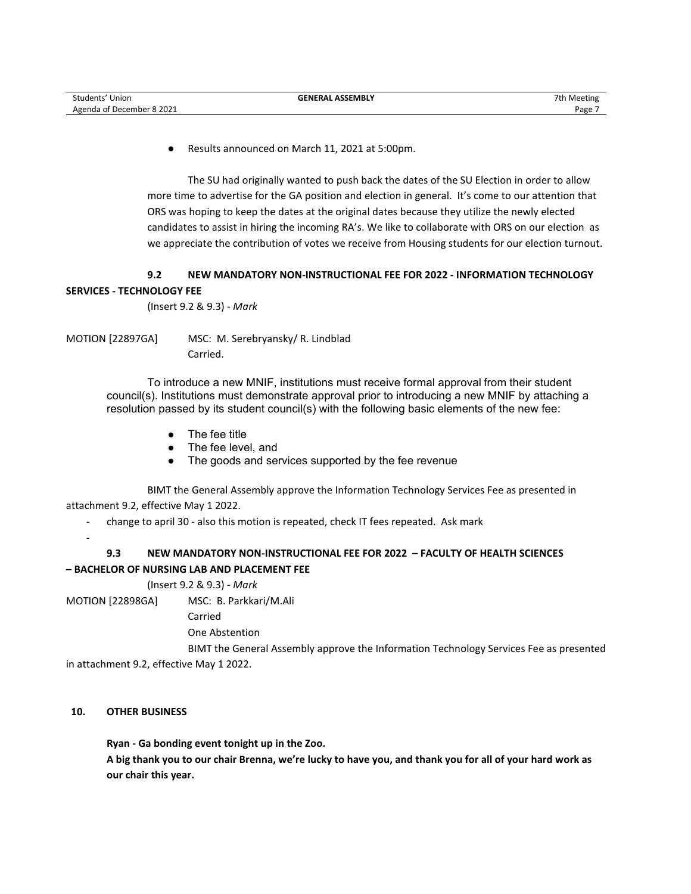- Results announced on March 11, 2021 at 5:00pm.

The SU had originally wanted to push back the dates of the SU Election in order to allow more time to advertise for the GA position and election in general. It's come to our attention that ORS was hoping to keep the dates at the original dates because they utilize the newly elected candidates to assist in hiring the incoming RA's. We like to collaborate with ORS on our election as we appreciate the contribution of votes we receive from Housing students for our election turnout.

**9.2 NEW MANDATORY NON-INSTRUCTIONAL FEE FOR 2022 - INFORMATION TECHNOLOGY SERVICES - TECHNOLOGY FEE**

(Insert 9.2 & 9.3) - *Mark*

MOTION [22897GA] MSC: M. Serebryansky/ R. Lindblad
Carried.

To introduce a new MNIF, institutions must receive formal approval from their student council(s). Institutions must demonstrate approval prior to introducing a new MNIF by attaching a resolution passed by its student council(s) with the following basic elements of the new fee:

- The fee title
- The fee level, and
- The goods and services supported by the fee revenue

BIMT the General Assembly approve the Information Technology Services Fee as presented in attachment 9.2, effective May 1 2022.

- change to april 30 - also this motion is repeated, check IT fees repeated. Ask mark
-

**9.3 NEW MANDATORY NON-INSTRUCTIONAL FEE FOR 2022 – FACULTY OF HEALTH SCIENCES – BACHELOR OF NURSING LAB AND PLACEMENT FEE**

(Insert 9.2 & 9.3) - *Mark*

MOTION [22898GA] MSC: B. Parkkari/M.Ali
Carried
One Abstention

BIMT the General Assembly approve the Information Technology Services Fee as presented in attachment 9.2, effective May 1 2022.

**10. OTHER BUSINESS**

**Ryan - Ga bonding event tonight up in the Zoo.**
**A big thank you to our chair Brenna, we're lucky to have you, and thank you for all of your hard work as our chair this year.**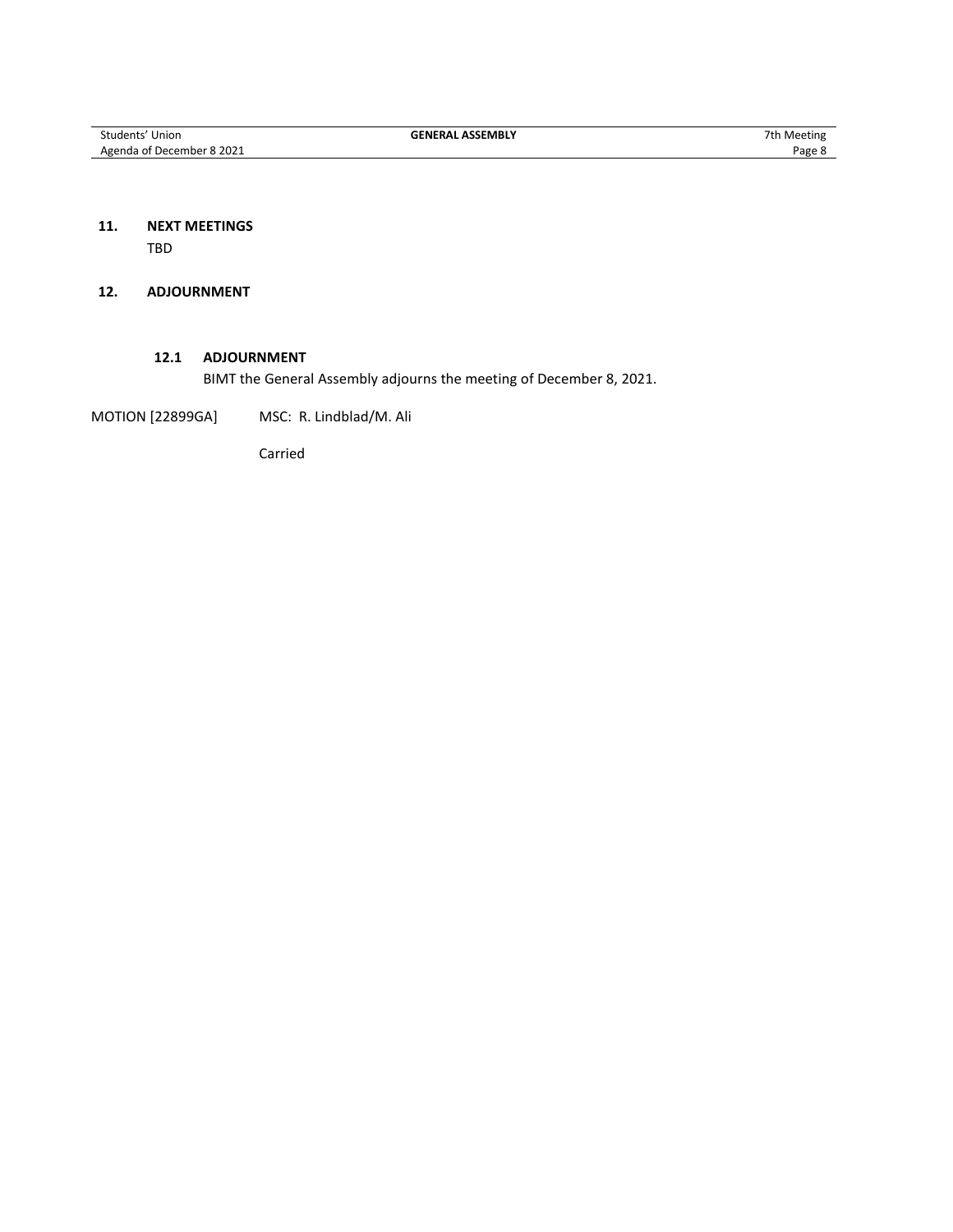## 11. NEXT MEETINGS

TBD

## 12. ADJOURNMENT

### 12.1 ADJOURNMENT

BIMT the General Assembly adjourns the meeting of December 8, 2021.

MOTION [22899GA] MSC: R. Lindblad/M. Ali

Carried